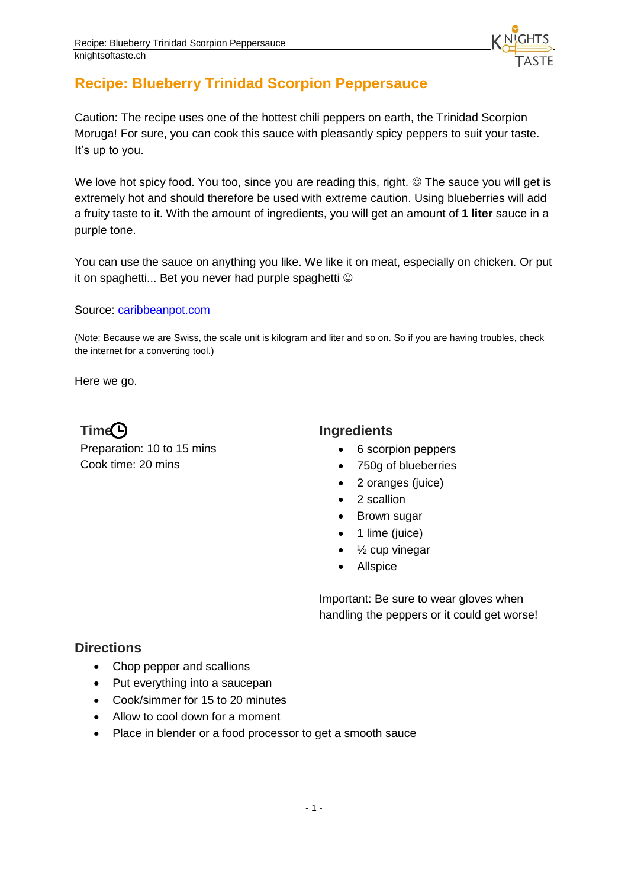# Recipe: Blueberry Trinidad Scorpion Peppersauce

Caution: The recipe uses one of the hottest chili peppers on earth, the Trinidad Scorpion Moruga! For sure, you can cook this sauce with pleasantly spicy peppers to suit your taste. It's up to you.

We love hot spicy food. You too, since you are reading this, right. ☺ The sauce you will get is extremely hot and should therefore be used with extreme caution. Using blueberries will add a fruity taste to it. With the amount of ingredients, you will get an amount of **1 liter** sauce in a purple tone.

You can use the sauce on anything you like. We like it on meat, especially on chicken. Or put it on spaghetti... Bet you never had purple spaghetti ☺

Source: caribbeanpot.com

(Note: Because we are Swiss, the scale unit is kilogram and liter and so on. So if you are having troubles, check the internet for a converting tool.)

Here we go.

## Time

Preparation: 10 to 15 mins
Cook time: 20 mins

## Ingredients

- 6 scorpion peppers
- 750g of blueberries
- 2 oranges (juice)
- 2 scallion
- Brown sugar
- 1 lime (juice)
- ½ cup vinegar
- Allspice

Important: Be sure to wear gloves when handling the peppers or it could get worse!

## Directions

- Chop pepper and scallions
- Put everything into a saucepan
- Cook/simmer for 15 to 20 minutes
- Allow to cool down for a moment
- Place in blender or a food processor to get a smooth sauce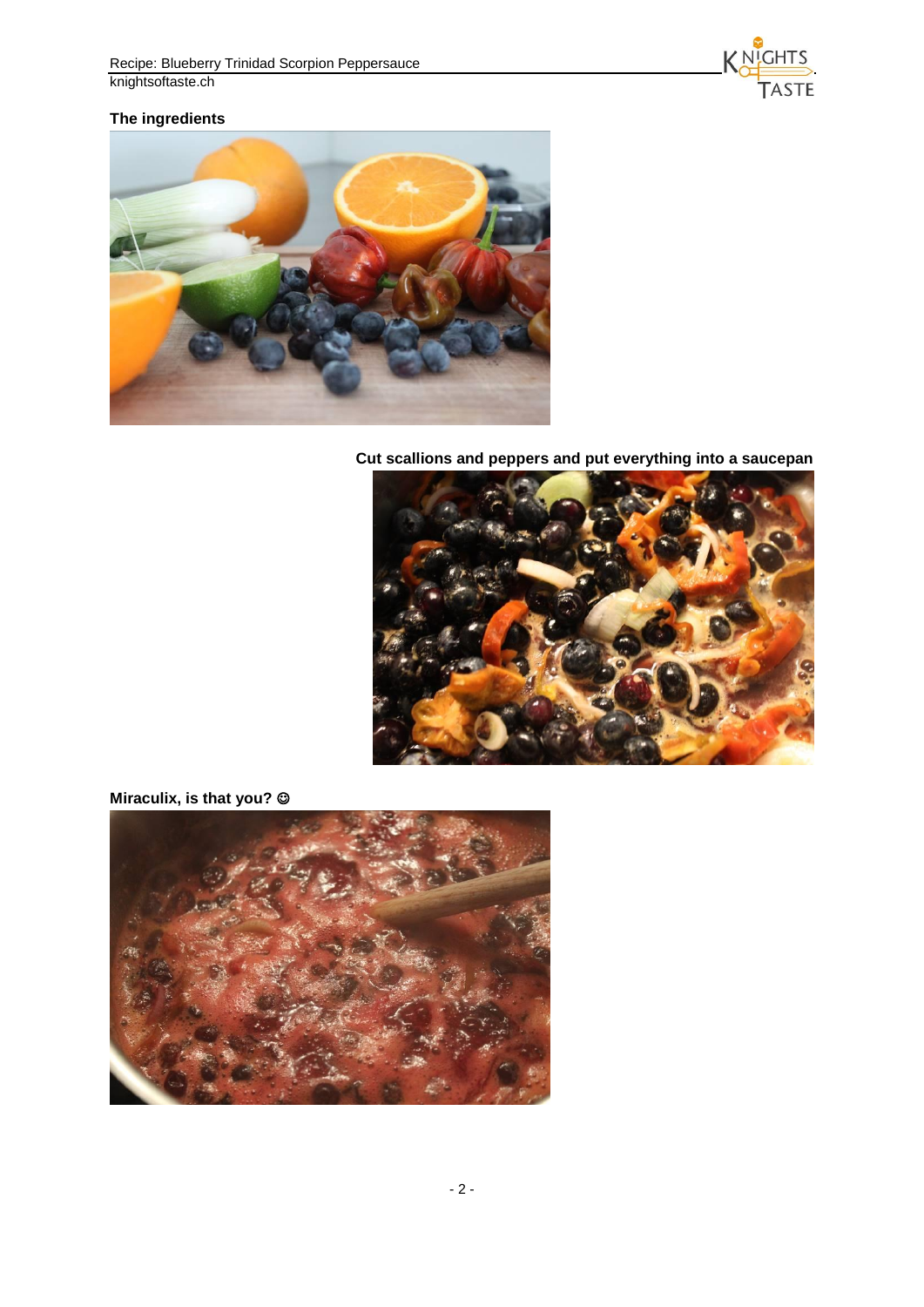**The ingredients**

**Cut scallions and peppers and put everything into a saucepan**

**Miraculix, is that you? ☺**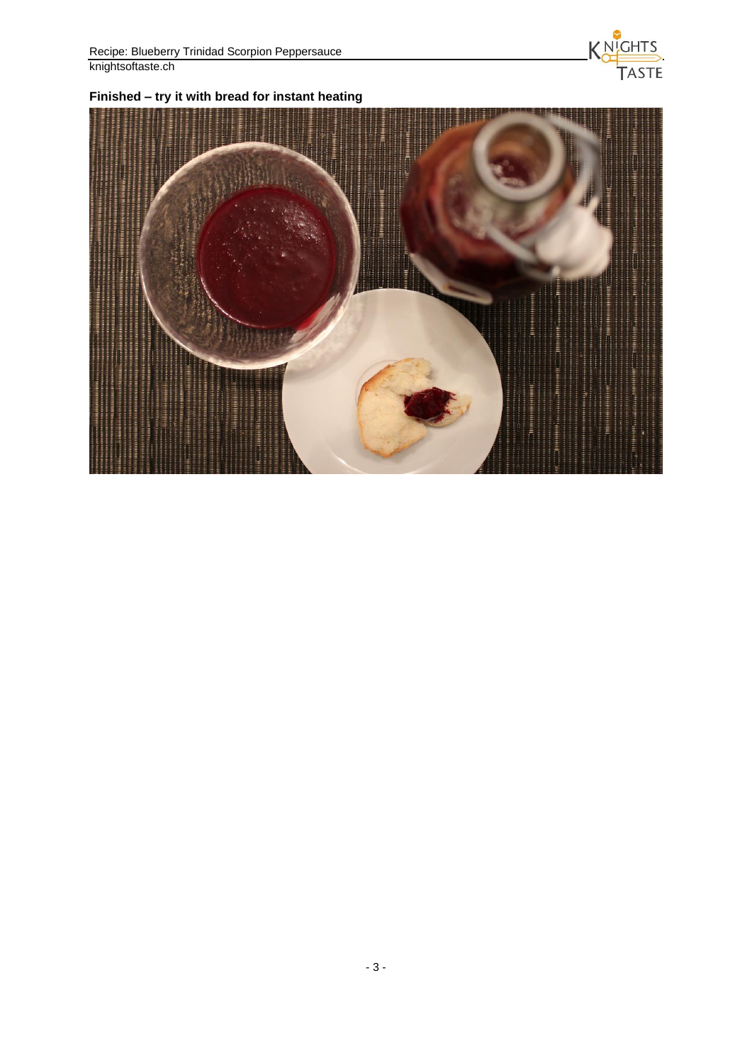**Finished – try it with bread for instant heating**